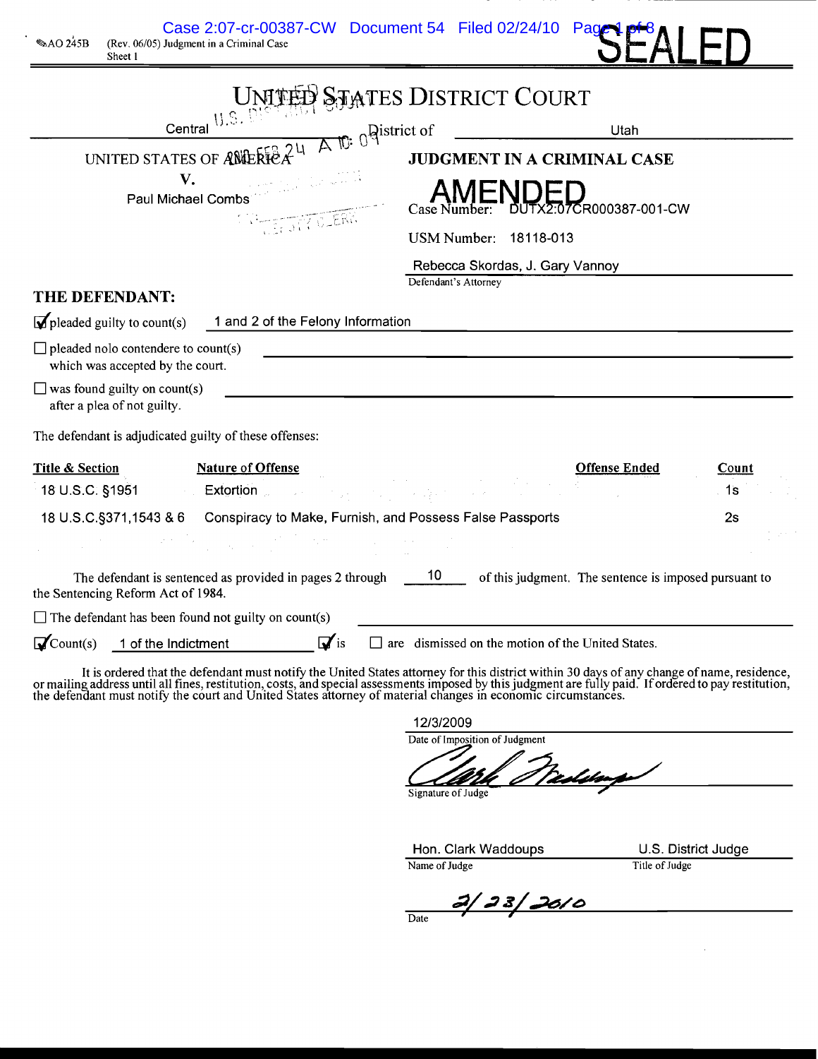AO 245B (Rev. 06/05) Judgment in a Criminal Case
Sheet 1

SEALED

# UNITED STATES DISTRICT COURT

Central District of Utah

UNITED STATES OF AMERICA
V.
Paul Michael Combs

## JUDGMENT IN A CRIMINAL CASE

AMENDED

Case Number: DUTX2:07CR000387-001-CW

USM Number: 18118-013

Rebecca Skordas, J. Gary Vannoy
Defendant's Attorney

## THE DEFENDANT:

☑ pleaded guilty to count(s) 1 and 2 of the Felony Information

☐ pleaded nolo contendere to count(s) which was accepted by the court.

☐ was found guilty on count(s) after a plea of not guilty.

The defendant is adjudicated guilty of these offenses:

| Title & Section | Nature of Offense | Offense Ended | Count |
|---|---|---|---|
| 18 U.S.C. §1951 | Extortion | | 1s |
| 18 U.S.C.§371,1543 & 6 | Conspiracy to Make, Furnish, and Possess False Passports | | 2s |

The defendant is sentenced as provided in pages 2 through 10 of this judgment. The sentence is imposed pursuant to the Sentencing Reform Act of 1984.

☐ The defendant has been found not guilty on count(s)

☑ Count(s) 1 of the Indictment ☑ is ☐ are dismissed on the motion of the United States.

It is ordered that the defendant must notify the United States attorney for this district within 30 days of any change of name, residence, or mailing address until all fines, restitution, costs, and special assessments imposed by this judgment are fully paid. If ordered to pay restitution, the defendant must notify the court and United States attorney of material changes in economic circumstances.

12/3/2009
Date of Imposition of Judgment

Signature of Judge

Hon. Clark Waddoups — U.S. District Judge
Name of Judge — Title of Judge

2/23/2010
Date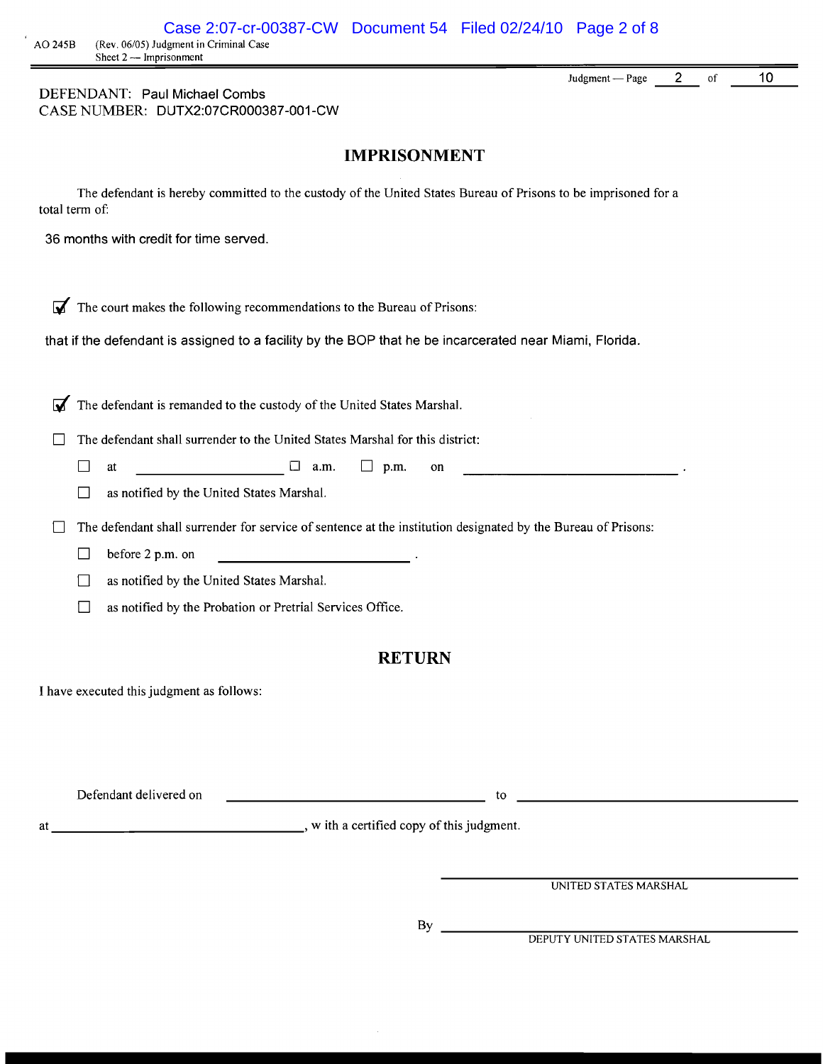AO 245B (Rev. 06/05) Judgment in Criminal Case
Sheet 2 — Imprisonment

Judgment — Page 2 of 10

DEFENDANT: Paul Michael Combs
CASE NUMBER: DUTX2:07CR000387-001-CW

## IMPRISONMENT

The defendant is hereby committed to the custody of the United States Bureau of Prisons to be imprisoned for a total term of:

36 months with credit for time served.

☑ The court makes the following recommendations to the Bureau of Prisons:

that if the defendant is assigned to a facility by the BOP that he be incarcerated near Miami, Florida.

☑ The defendant is remanded to the custody of the United States Marshal.

☐ The defendant shall surrender to the United States Marshal for this district:

- ☐ at ______________ ☐ a.m. ☐ p.m. on ______________ .
- ☐ as notified by the United States Marshal.

☐ The defendant shall surrender for service of sentence at the institution designated by the Bureau of Prisons:

- ☐ before 2 p.m. on ______________ .
- ☐ as notified by the United States Marshal.
- ☐ as notified by the Probation or Pretrial Services Office.

## RETURN

I have executed this judgment as follows:

Defendant delivered on ______________ to ______________

at ______________, with a certified copy of this judgment.

______________
UNITED STATES MARSHAL

By ______________
DEPUTY UNITED STATES MARSHAL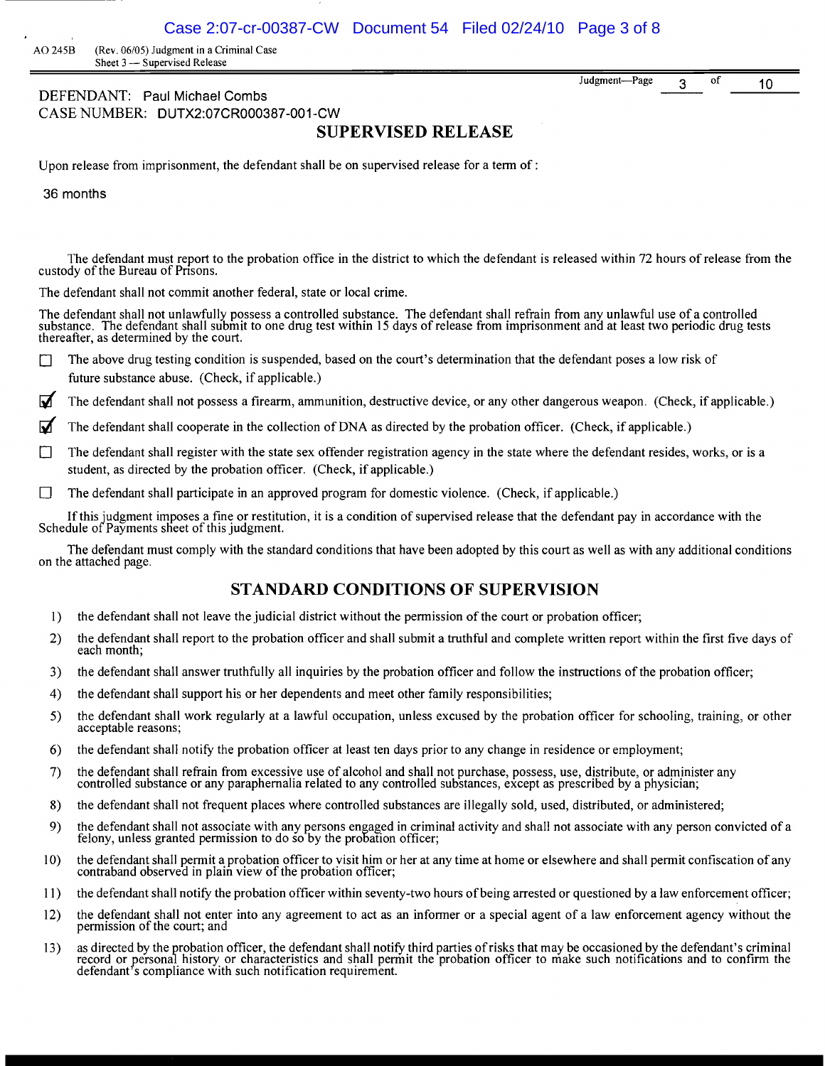AO 245B (Rev. 06/05) Judgment in a Criminal Case
Sheet 3 — Supervised Release

DEFENDANT: Paul Michael Combs
CASE NUMBER: DUTX2:07CR000387-001-CW

## SUPERVISED RELEASE

Upon release from imprisonment, the defendant shall be on supervised release for a term of :

36 months

The defendant must report to the probation office in the district to which the defendant is released within 72 hours of release from the custody of the Bureau of Prisons.

The defendant shall not commit another federal, state or local crime.

The defendant shall not unlawfully possess a controlled substance. The defendant shall refrain from any unlawful use of a controlled substance. The defendant shall submit to one drug test within 15 days of release from imprisonment and at least two periodic drug tests thereafter, as determined by the court.

- ☐ The above drug testing condition is suspended, based on the court's determination that the defendant poses a low risk of future substance abuse. (Check, if applicable.)
- ☑ The defendant shall not possess a firearm, ammunition, destructive device, or any other dangerous weapon. (Check, if applicable.)
- ☑ The defendant shall cooperate in the collection of DNA as directed by the probation officer. (Check, if applicable.)
- ☐ The defendant shall register with the state sex offender registration agency in the state where the defendant resides, works, or is a student, as directed by the probation officer. (Check, if applicable.)
- ☐ The defendant shall participate in an approved program for domestic violence. (Check, if applicable.)

If this judgment imposes a fine or restitution, it is a condition of supervised release that the defendant pay in accordance with the Schedule of Payments sheet of this judgment.

The defendant must comply with the standard conditions that have been adopted by this court as well as with any additional conditions on the attached page.

## STANDARD CONDITIONS OF SUPERVISION

1) the defendant shall not leave the judicial district without the permission of the court or probation officer;
2) the defendant shall report to the probation officer and shall submit a truthful and complete written report within the first five days of each month;
3) the defendant shall answer truthfully all inquiries by the probation officer and follow the instructions of the probation officer;
4) the defendant shall support his or her dependents and meet other family responsibilities;
5) the defendant shall work regularly at a lawful occupation, unless excused by the probation officer for schooling, training, or other acceptable reasons;
6) the defendant shall notify the probation officer at least ten days prior to any change in residence or employment;
7) the defendant shall refrain from excessive use of alcohol and shall not purchase, possess, use, distribute, or administer any controlled substance or any paraphernalia related to any controlled substances, except as prescribed by a physician;
8) the defendant shall not frequent places where controlled substances are illegally sold, used, distributed, or administered;
9) the defendant shall not associate with any persons engaged in criminal activity and shall not associate with any person convicted of a felony, unless granted permission to do so by the probation officer;
10) the defendant shall permit a probation officer to visit him or her at any time at home or elsewhere and shall permit confiscation of any contraband observed in plain view of the probation officer;
11) the defendant shall notify the probation officer within seventy-two hours of being arrested or questioned by a law enforcement officer;
12) the defendant shall not enter into any agreement to act as an informer or a special agent of a law enforcement agency without the permission of the court; and
13) as directed by the probation officer, the defendant shall notify third parties of risks that may be occasioned by the defendant's criminal record or personal history or characteristics and shall permit the probation officer to make such notifications and to confirm the defendant's compliance with such notification requirement.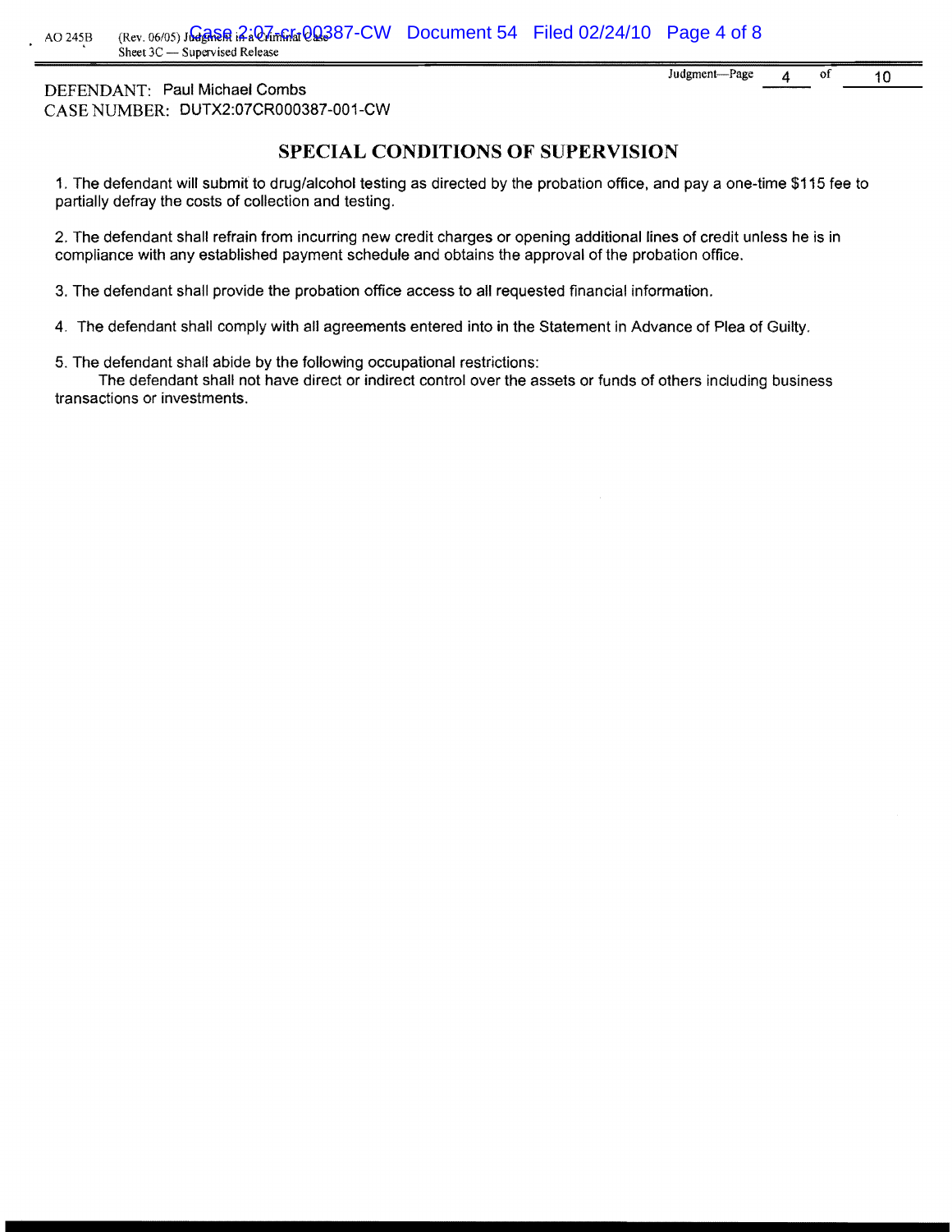DEFENDANT: Paul Michael Combs
CASE NUMBER: DUTX2:07CR000387-001-CW

## SPECIAL CONDITIONS OF SUPERVISION

1. The defendant will submit to drug/alcohol testing as directed by the probation office, and pay a one-time $115 fee to partially defray the costs of collection and testing.

2. The defendant shall refrain from incurring new credit charges or opening additional lines of credit unless he is in compliance with any established payment schedule and obtains the approval of the probation office.

3. The defendant shall provide the probation office access to all requested financial information.

4. The defendant shall comply with all agreements entered into in the Statement in Advance of Plea of Guilty.

5. The defendant shall abide by the following occupational restrictions:
The defendant shall not have direct or indirect control over the assets or funds of others including business transactions or investments.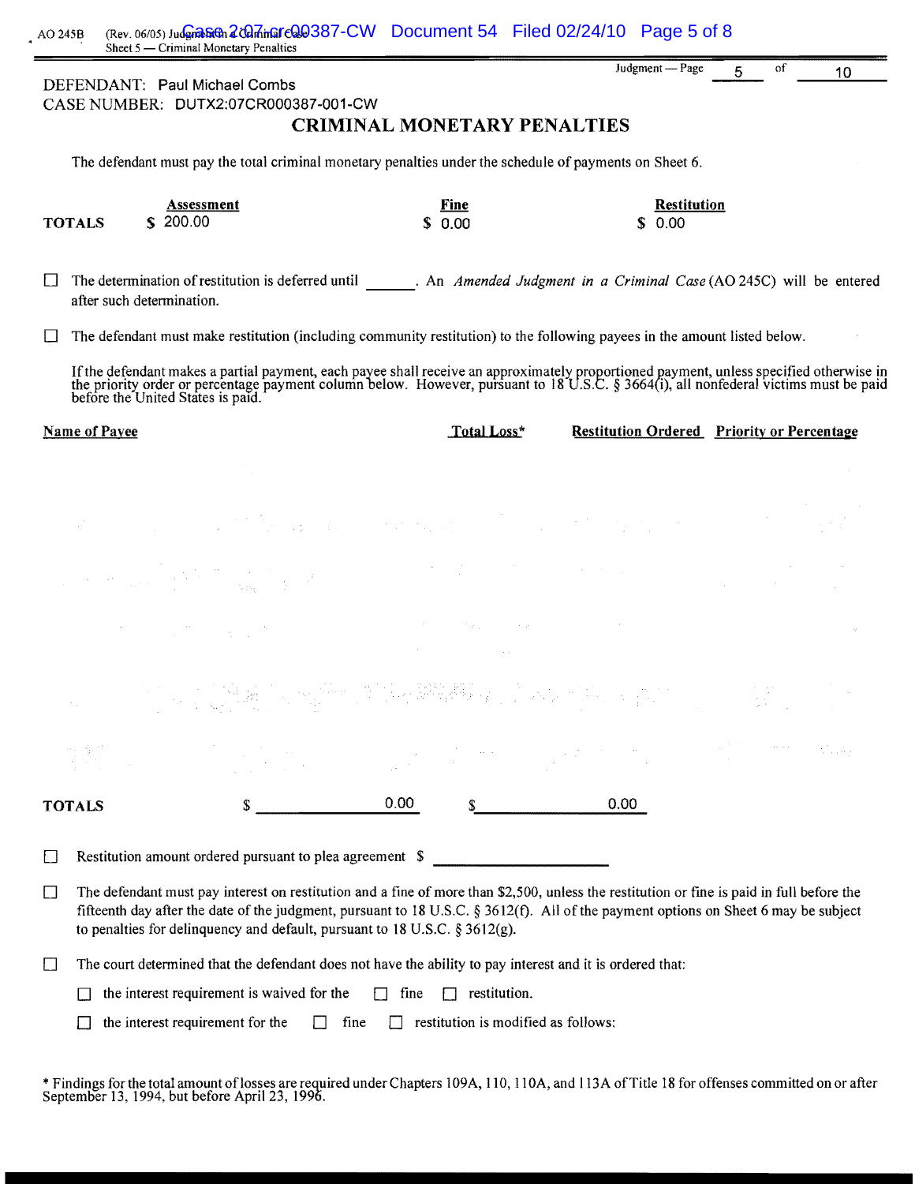DEFENDANT: Paul Michael Combs
CASE NUMBER: DUTX2:07CR000387-001-CW

# CRIMINAL MONETARY PENALTIES

The defendant must pay the total criminal monetary penalties under the schedule of payments on Sheet 6.

| | Assessment | Fine | Restitution |
|---|---|---|---|
| **TOTALS** | $ 200.00 | $ 0.00 | $ 0.00 |

☐ The determination of restitution is deferred until ______. An *Amended Judgment in a Criminal Case* (AO 245C) will be entered after such determination.

☐ The defendant must make restitution (including community restitution) to the following payees in the amount listed below.

If the defendant makes a partial payment, each payee shall receive an approximately proportioned payment, unless specified otherwise in the priority order or percentage payment column below. However, pursuant to 18 U.S.C. § 3664(i), all nonfederal victims must be paid before the United States is paid.

| Name of Payee | Total Loss* | Restitution Ordered | Priority or Percentage |
|---|---|---|---|
| **TOTALS** | $ 0.00 | $ 0.00 | |

☐ Restitution amount ordered pursuant to plea agreement $ ____________

☐ The defendant must pay interest on restitution and a fine of more than $2,500, unless the restitution or fine is paid in full before the fifteenth day after the date of the judgment, pursuant to 18 U.S.C. § 3612(f). All of the payment options on Sheet 6 may be subject to penalties for delinquency and default, pursuant to 18 U.S.C. § 3612(g).

☐ The court determined that the defendant does not have the ability to pay interest and it is ordered that:

☐ the interest requirement is waived for the ☐ fine ☐ restitution.

☐ the interest requirement for the ☐ fine ☐ restitution is modified as follows:

* Findings for the total amount of losses are required under Chapters 109A, 110, 110A, and 113A of Title 18 for offenses committed on or after September 13, 1994, but before April 23, 1996.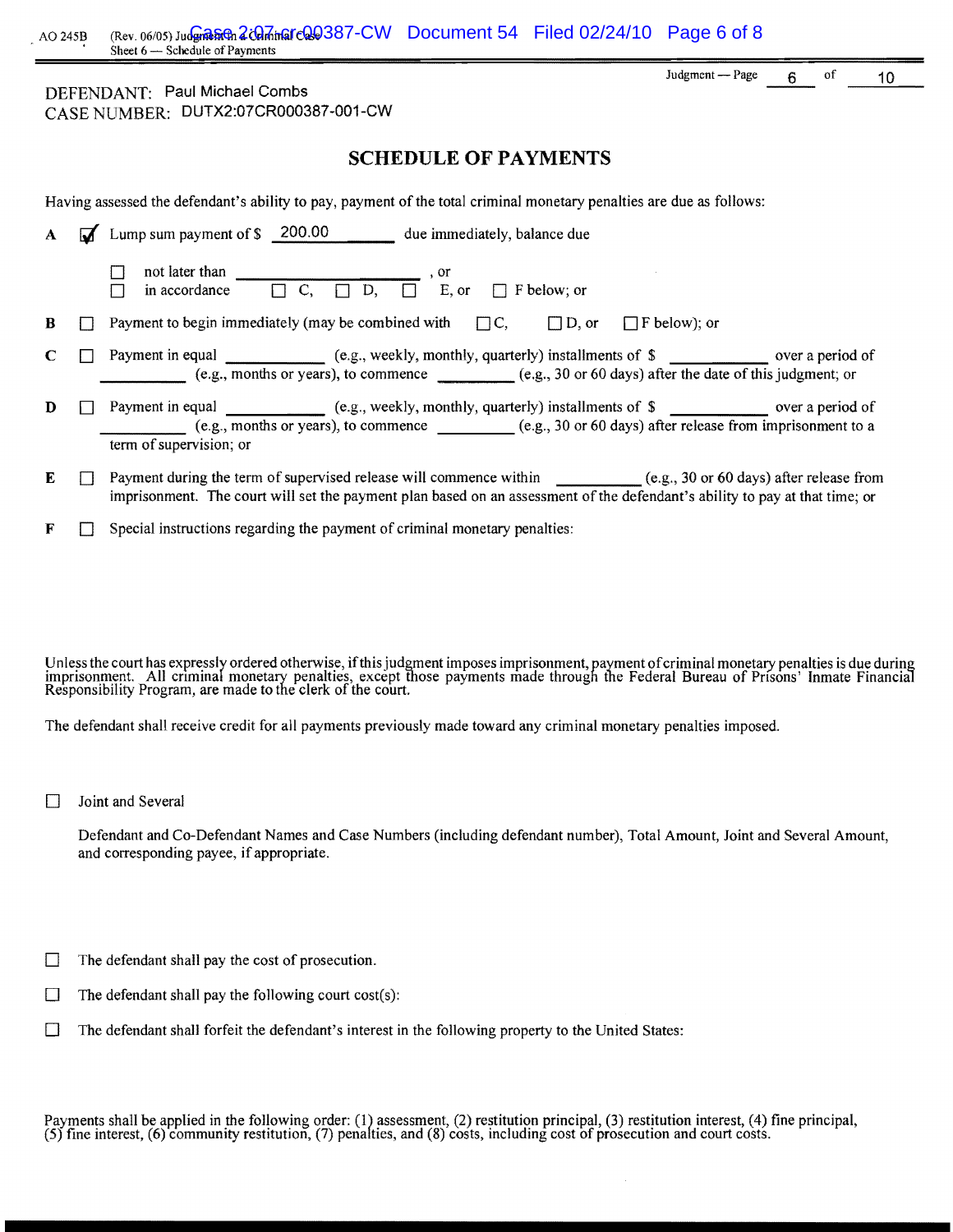DEFENDANT: Paul Michael Combs
CASE NUMBER: DUTX2:07CR000387-001-CW

## SCHEDULE OF PAYMENTS

Having assessed the defendant's ability to pay, payment of the total criminal monetary penalties are due as follows:

**A** ☑ Lump sum payment of $ 200.00 due immediately, balance due

☐ not later than ____________________, or
☐ in accordance ☐ C, ☐ D, ☐ E, or ☐ F below; or

**B** ☐ Payment to begin immediately (may be combined with ☐ C, ☐ D, or ☐ F below); or

**C** ☐ Payment in equal __________ (e.g., weekly, monthly, quarterly) installments of $ __________ over a period of __________ (e.g., months or years), to commence __________ (e.g., 30 or 60 days) after the date of this judgment; or

**D** ☐ Payment in equal __________ (e.g., weekly, monthly, quarterly) installments of $ __________ over a period of __________ (e.g., months or years), to commence __________ (e.g., 30 or 60 days) after release from imprisonment to a term of supervision; or

**E** ☐ Payment during the term of supervised release will commence within __________ (e.g., 30 or 60 days) after release from imprisonment. The court will set the payment plan based on an assessment of the defendant's ability to pay at that time; or

**F** ☐ Special instructions regarding the payment of criminal monetary penalties:

Unless the court has expressly ordered otherwise, if this judgment imposes imprisonment, payment of criminal monetary penalties is due during imprisonment. All criminal monetary penalties, except those payments made through the Federal Bureau of Prisons' Inmate Financial Responsibility Program, are made to the clerk of the court.

The defendant shall receive credit for all payments previously made toward any criminal monetary penalties imposed.

☐ Joint and Several

Defendant and Co-Defendant Names and Case Numbers (including defendant number), Total Amount, Joint and Several Amount, and corresponding payee, if appropriate.

☐ The defendant shall pay the cost of prosecution.

☐ The defendant shall pay the following court cost(s):

☐ The defendant shall forfeit the defendant's interest in the following property to the United States:

Payments shall be applied in the following order: (1) assessment, (2) restitution principal, (3) restitution interest, (4) fine principal, (5) fine interest, (6) community restitution, (7) penalties, and (8) costs, including cost of prosecution and court costs.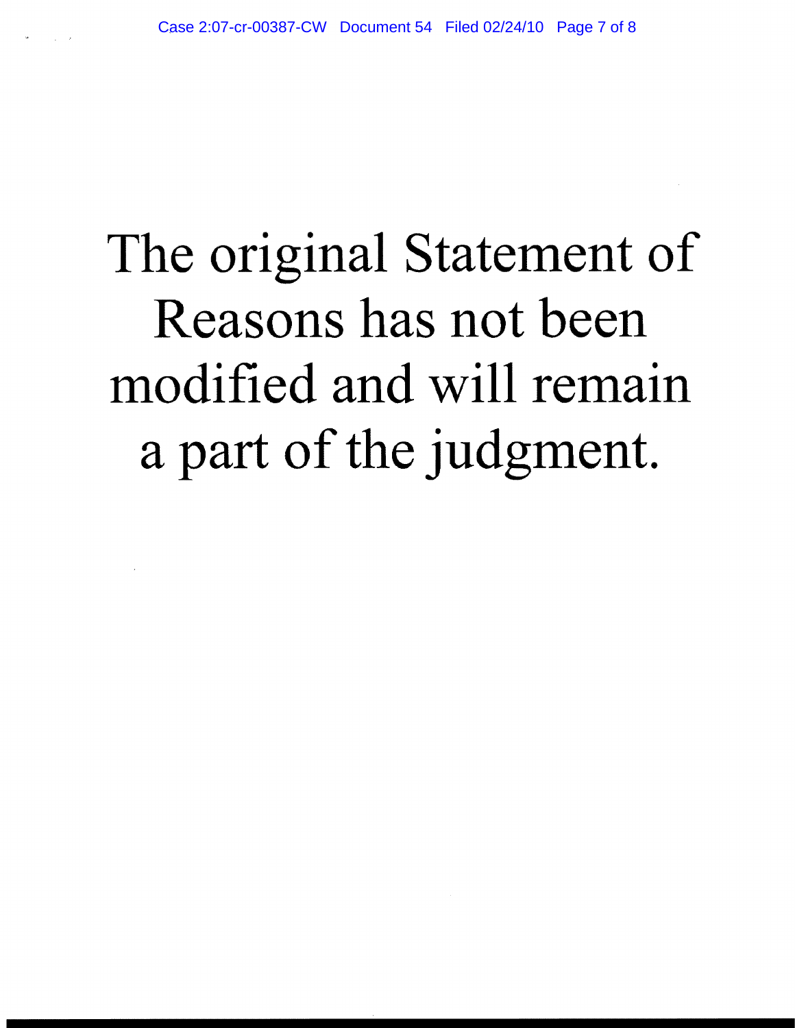The original Statement of Reasons has not been modified and will remain a part of the judgment.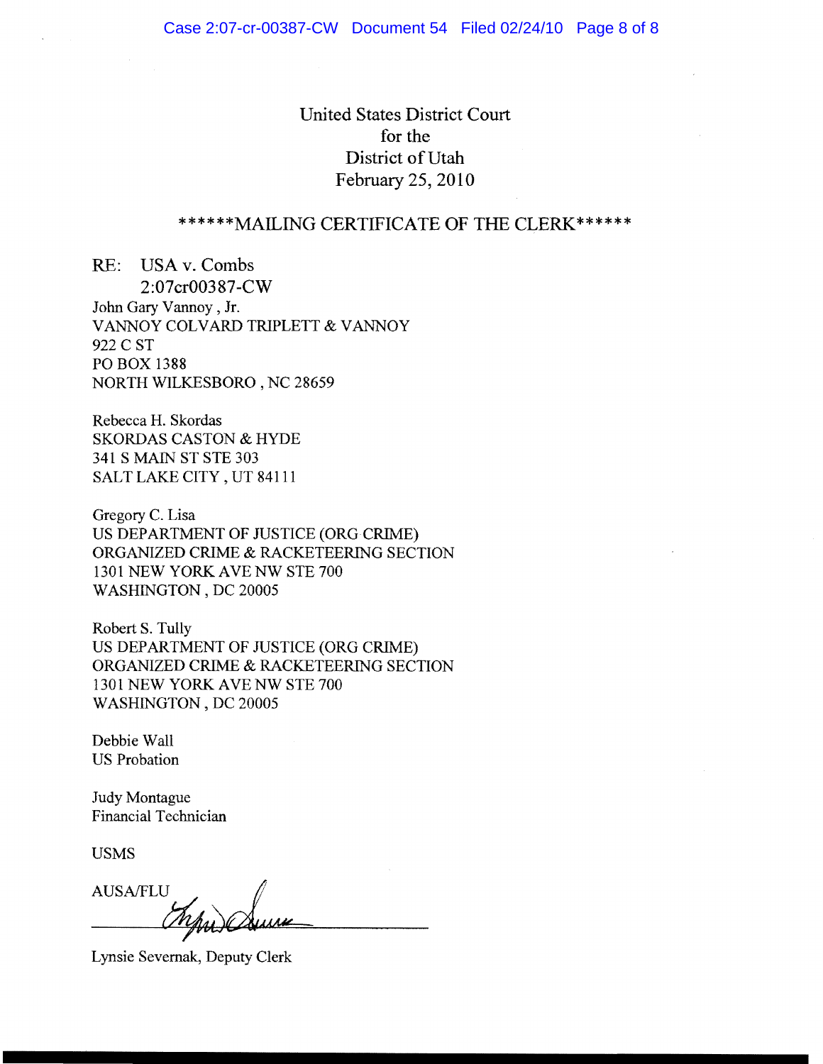United States District Court
for the
District of Utah
February 25, 2010

******MAILING CERTIFICATE OF THE CLERK******

RE: USA v. Combs
2:07cr00387-CW

John Gary Vannoy , Jr.
VANNOY COLVARD TRIPLETT & VANNOY
922 C ST
PO BOX 1388
NORTH WILKESBORO , NC 28659

Rebecca H. Skordas
SKORDAS CASTON & HYDE
341 S MAIN ST STE 303
SALT LAKE CITY , UT 84111

Gregory C. Lisa
US DEPARTMENT OF JUSTICE (ORG CRIME)
ORGANIZED CRIME & RACKETEERING SECTION
1301 NEW YORK AVE NW STE 700
WASHINGTON , DC 20005

Robert S. Tully
US DEPARTMENT OF JUSTICE (ORG CRIME)
ORGANIZED CRIME & RACKETEERING SECTION
1301 NEW YORK AVE NW STE 700
WASHINGTON , DC 20005

Debbie Wall
US Probation

Judy Montague
Financial Technician

USMS

AUSA/FLU

Lynsie Severnak, Deputy Clerk